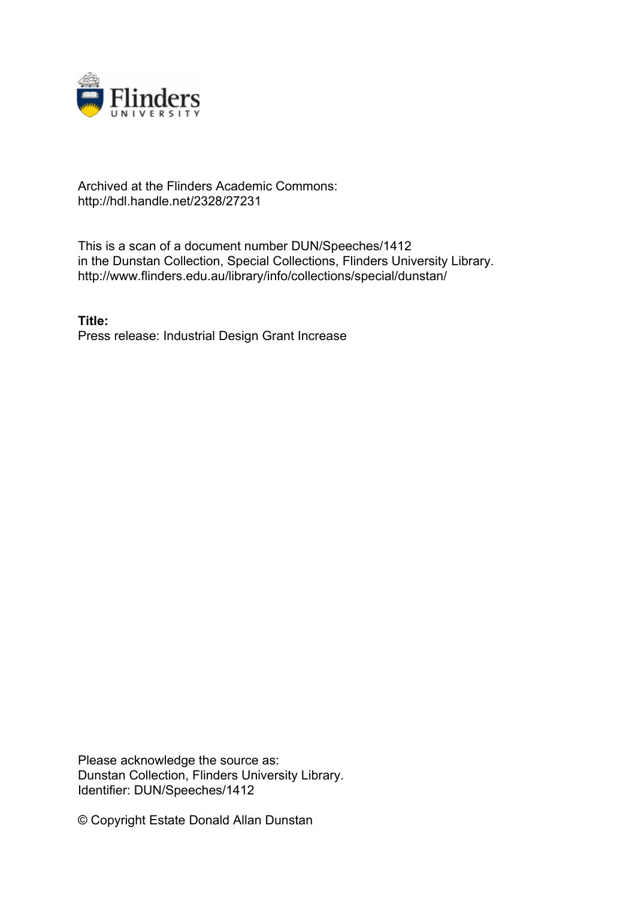Archived at the Flinders Academic Commons:
http://hdl.handle.net/2328/27231

This is a scan of a document number DUN/Speeches/1412
in the Dunstan Collection, Special Collections, Flinders University Library.
http://www.flinders.edu.au/library/info/collections/special/dunstan/

**Title:**
Press release: Industrial Design Grant Increase

Please acknowledge the source as:
Dunstan Collection, Flinders University Library.
Identifier: DUN/Speeches/1412

© Copyright Estate Donald Allan Dunstan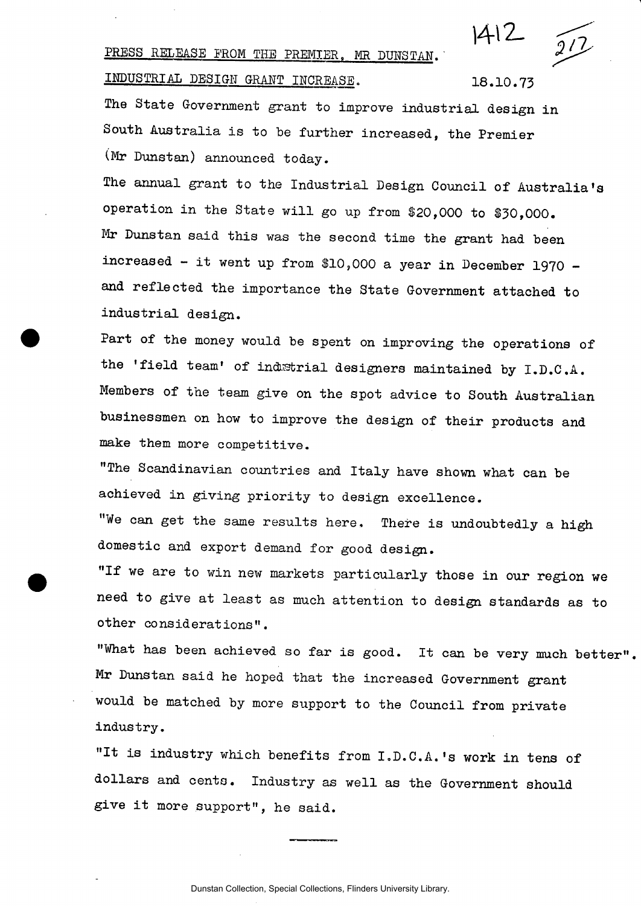PRESS RELEASE FROM THE PREMIER, MR DUNSTAN.

INDUSTRIAL DESIGN GRANT INCREASE. 18.10.73

The State Government grant to improve industrial design in South Australia is to be further increased, the Premier (Mr Dunstan) announced today.

The annual grant to the Industrial Design Council of Australia's operation in the State will go up from $20,000 to $30,000.

Mr Dunstan said this was the second time the grant had been increased - it went up from $10,000 a year in December 1970 - and reflected the importance the State Government attached to industrial design.

Part of the money would be spent on improving the operations of the 'field team' of industrial designers maintained by I.D.C.A. Members of the team give on the spot advice to South Australian businessmen on how to improve the design of their products and make them more competitive.

"The Scandinavian countries and Italy have shown what can be achieved in giving priority to design excellence.

"We can get the same results here. There is undoubtedly a high domestic and export demand for good design.

"If we are to win new markets particularly those in our region we need to give at least as much attention to design standards as to other considerations".

"What has been achieved so far is good. It can be very much better".

Mr Dunstan said he hoped that the increased Government grant would be matched by more support to the Council from private industry.

"It is industry which benefits from I.D.C.A.'s work in tens of dollars and cents. Industry as well as the Government should give it more support", he said.

---